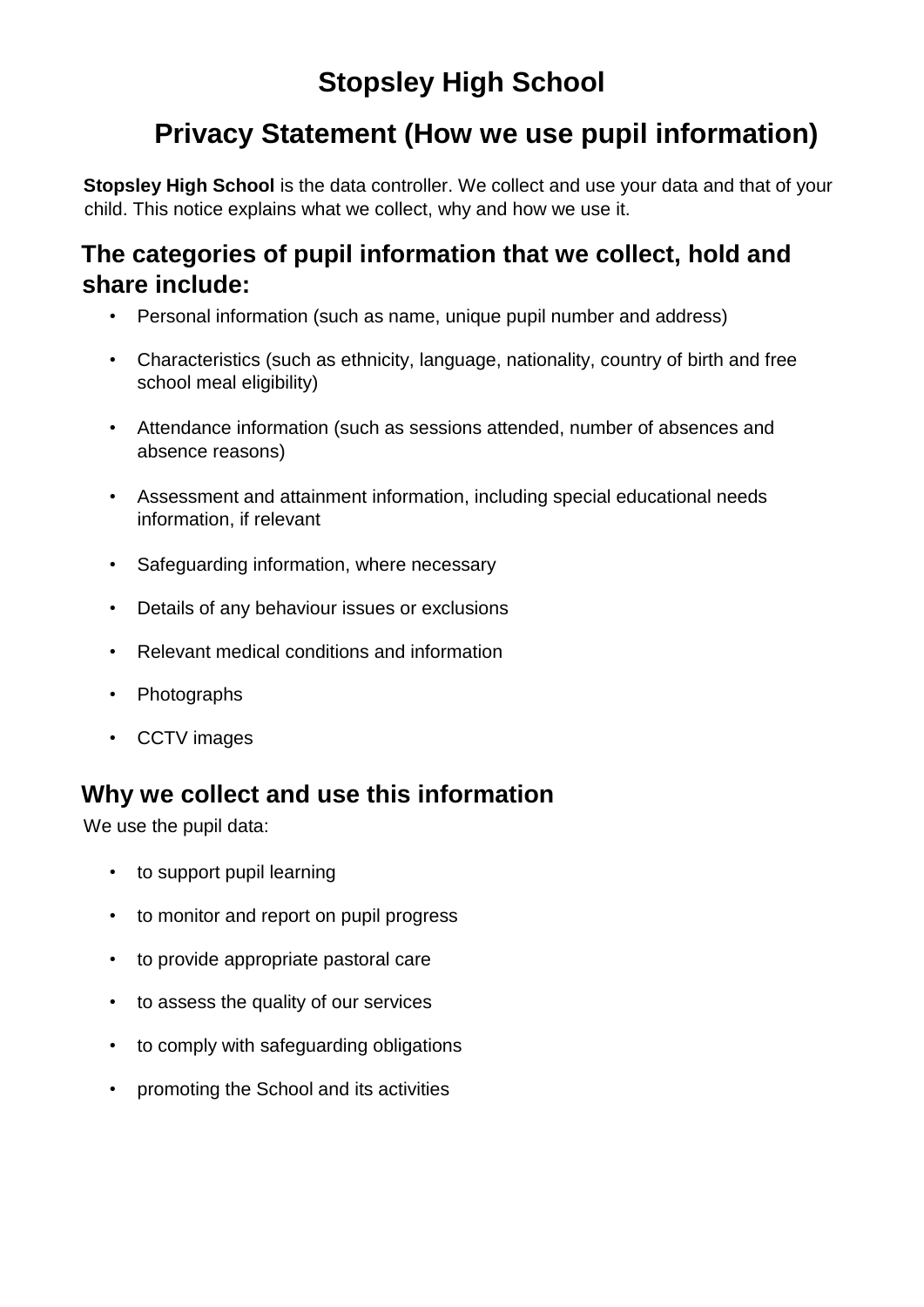# Stopsley High School

# Privacy Statement (How we use pupil information)

**Stopsley High School** is the data controller. We collect and use your data and that of your child. This notice explains what we collect, why and how we use it.

## The categories of pupil information that we collect, hold and share include:

- Personal information (such as name, unique pupil number and address)
- Characteristics (such as ethnicity, language, nationality, country of birth and free school meal eligibility)
- Attendance information (such as sessions attended, number of absences and absence reasons)
- Assessment and attainment information, including special educational needs information, if relevant
- Safeguarding information, where necessary
- Details of any behaviour issues or exclusions
- Relevant medical conditions and information
- Photographs
- CCTV images

## Why we collect and use this information

We use the pupil data:

- to support pupil learning
- to monitor and report on pupil progress
- to provide appropriate pastoral care
- to assess the quality of our services
- to comply with safeguarding obligations
- promoting the School and its activities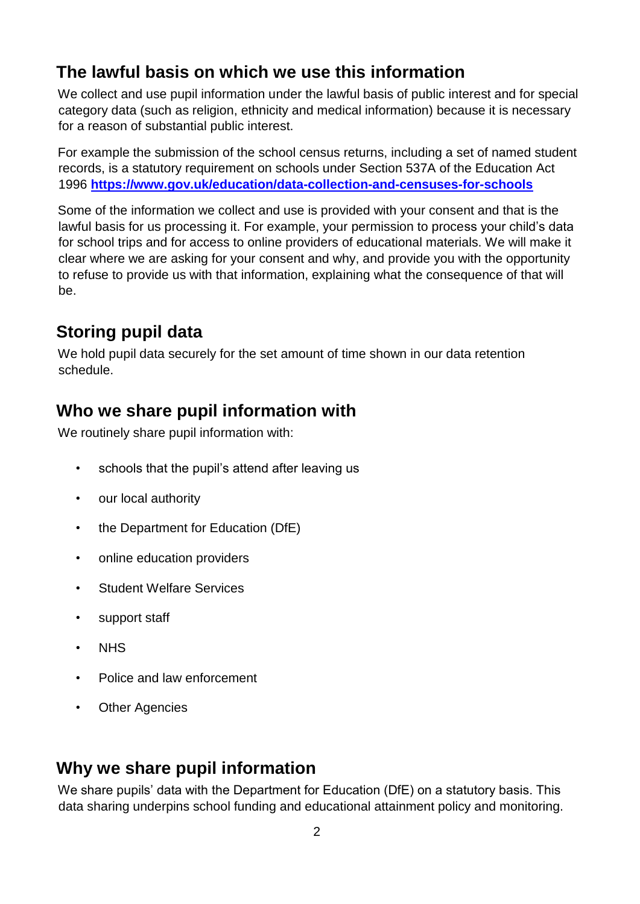## The lawful basis on which we use this information

We collect and use pupil information under the lawful basis of public interest and for special category data (such as religion, ethnicity and medical information) because it is necessary for a reason of substantial public interest.

For example the submission of the school census returns, including a set of named student records, is a statutory requirement on schools under Section 537A of the Education Act 1996 **https://www.gov.uk/education/data-collection-and-censuses-for-schools**

Some of the information we collect and use is provided with your consent and that is the lawful basis for us processing it. For example, your permission to process your child's data for school trips and for access to online providers of educational materials. We will make it clear where we are asking for your consent and why, and provide you with the opportunity to refuse to provide us with that information, explaining what the consequence of that will be.

## Storing pupil data

We hold pupil data securely for the set amount of time shown in our data retention schedule.

## Who we share pupil information with

We routinely share pupil information with:

- schools that the pupil's attend after leaving us
- our local authority
- the Department for Education (DfE)
- online education providers
- Student Welfare Services
- support staff
- NHS
- Police and law enforcement
- Other Agencies

## Why we share pupil information

We share pupils' data with the Department for Education (DfE) on a statutory basis. This data sharing underpins school funding and educational attainment policy and monitoring.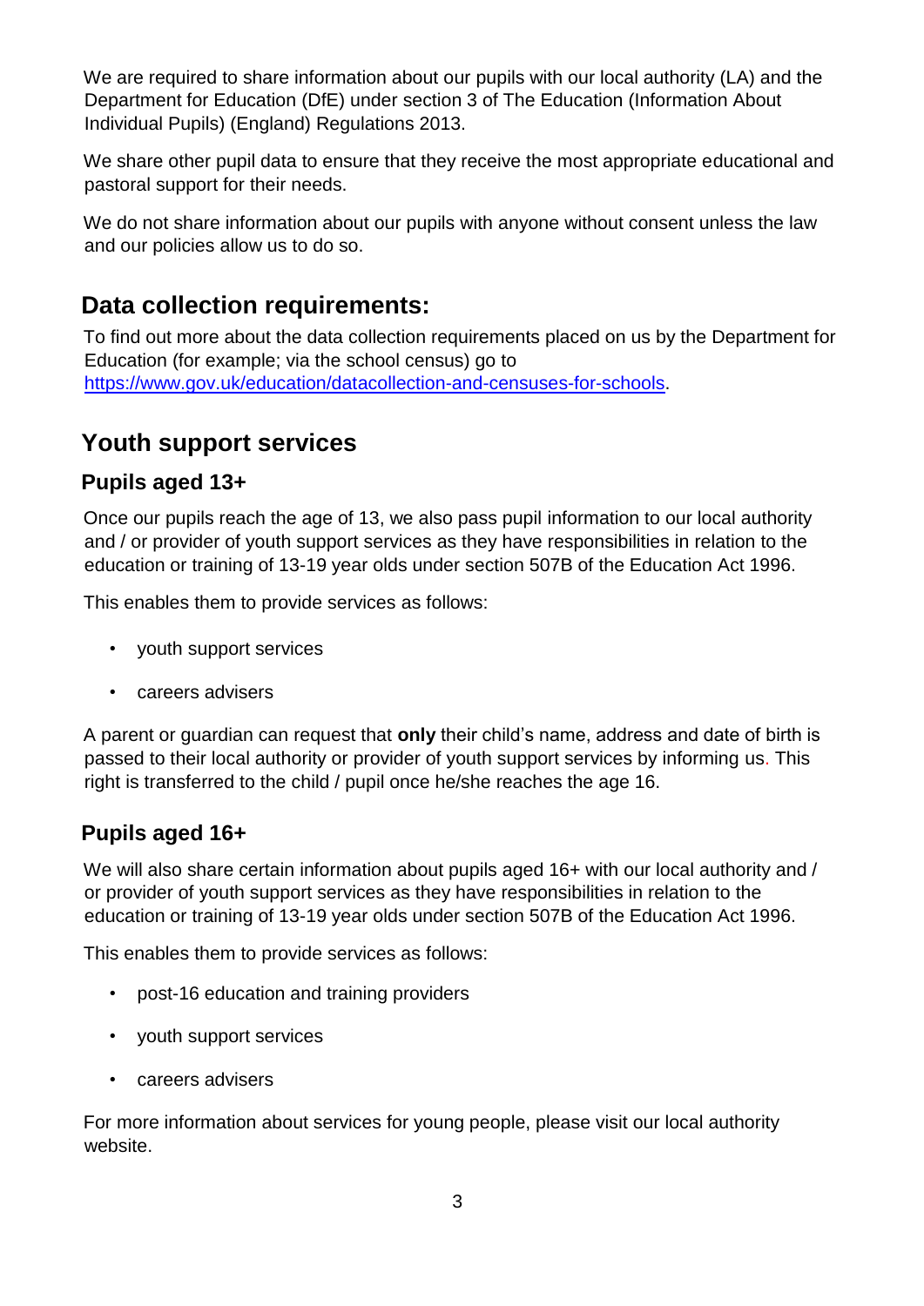We are required to share information about our pupils with our local authority (LA) and the Department for Education (DfE) under section 3 of The Education (Information About Individual Pupils) (England) Regulations 2013.

We share other pupil data to ensure that they receive the most appropriate educational and pastoral support for their needs.

We do not share information about our pupils with anyone without consent unless the law and our policies allow us to do so.

## Data collection requirements:

To find out more about the data collection requirements placed on us by the Department for Education (for example; via the school census) go to [https://www.gov.uk/education/datacollection-and-censuses-for-schools](https://www.gov.uk/education/datacollection-and-censuses-for-schools).

## Youth support services

### Pupils aged 13+

Once our pupils reach the age of 13, we also pass pupil information to our local authority and / or provider of youth support services as they have responsibilities in relation to the education or training of 13-19 year olds under section 507B of the Education Act 1996.

This enables them to provide services as follows:

- youth support services
- careers advisers

A parent or guardian can request that **only** their child's name, address and date of birth is passed to their local authority or provider of youth support services by informing us. This right is transferred to the child / pupil once he/she reaches the age 16.

### Pupils aged 16+

We will also share certain information about pupils aged 16+ with our local authority and / or provider of youth support services as they have responsibilities in relation to the education or training of 13-19 year olds under section 507B of the Education Act 1996.

This enables them to provide services as follows:

- post-16 education and training providers
- youth support services
- careers advisers

For more information about services for young people, please visit our local authority website.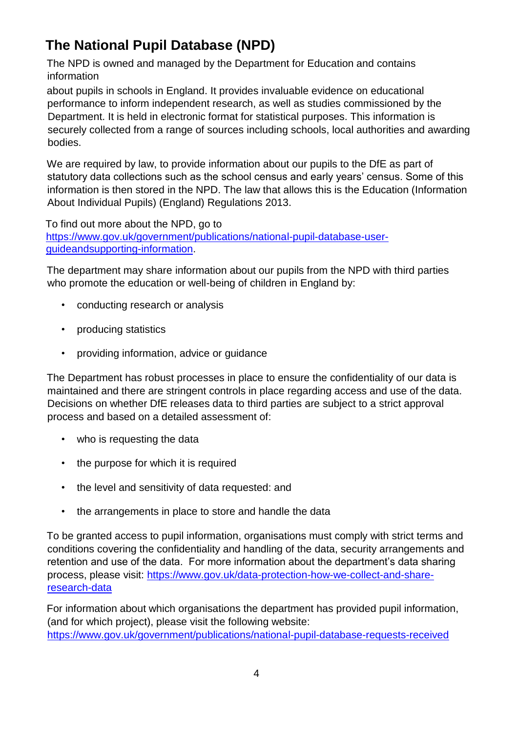## The National Pupil Database (NPD)

The NPD is owned and managed by the Department for Education and contains information about pupils in schools in England. It provides invaluable evidence on educational performance to inform independent research, as well as studies commissioned by the Department. It is held in electronic format for statistical purposes. This information is securely collected from a range of sources including schools, local authorities and awarding bodies.

We are required by law, to provide information about our pupils to the DfE as part of statutory data collections such as the school census and early years' census. Some of this information is then stored in the NPD. The law that allows this is the Education (Information About Individual Pupils) (England) Regulations 2013.

To find out more about the NPD, go to https://www.gov.uk/government/publications/national-pupil-database-user-guideandsupporting-information.

The department may share information about our pupils from the NPD with third parties who promote the education or well-being of children in England by:

- conducting research or analysis
- producing statistics
- providing information, advice or guidance

The Department has robust processes in place to ensure the confidentiality of our data is maintained and there are stringent controls in place regarding access and use of the data. Decisions on whether DfE releases data to third parties are subject to a strict approval process and based on a detailed assessment of:

- who is requesting the data
- the purpose for which it is required
- the level and sensitivity of data requested: and
- the arrangements in place to store and handle the data

To be granted access to pupil information, organisations must comply with strict terms and conditions covering the confidentiality and handling of the data, security arrangements and retention and use of the data. For more information about the department's data sharing process, please visit: https://www.gov.uk/data-protection-how-we-collect-and-share-research-data

For information about which organisations the department has provided pupil information, (and for which project), please visit the following website: https://www.gov.uk/government/publications/national-pupil-database-requests-received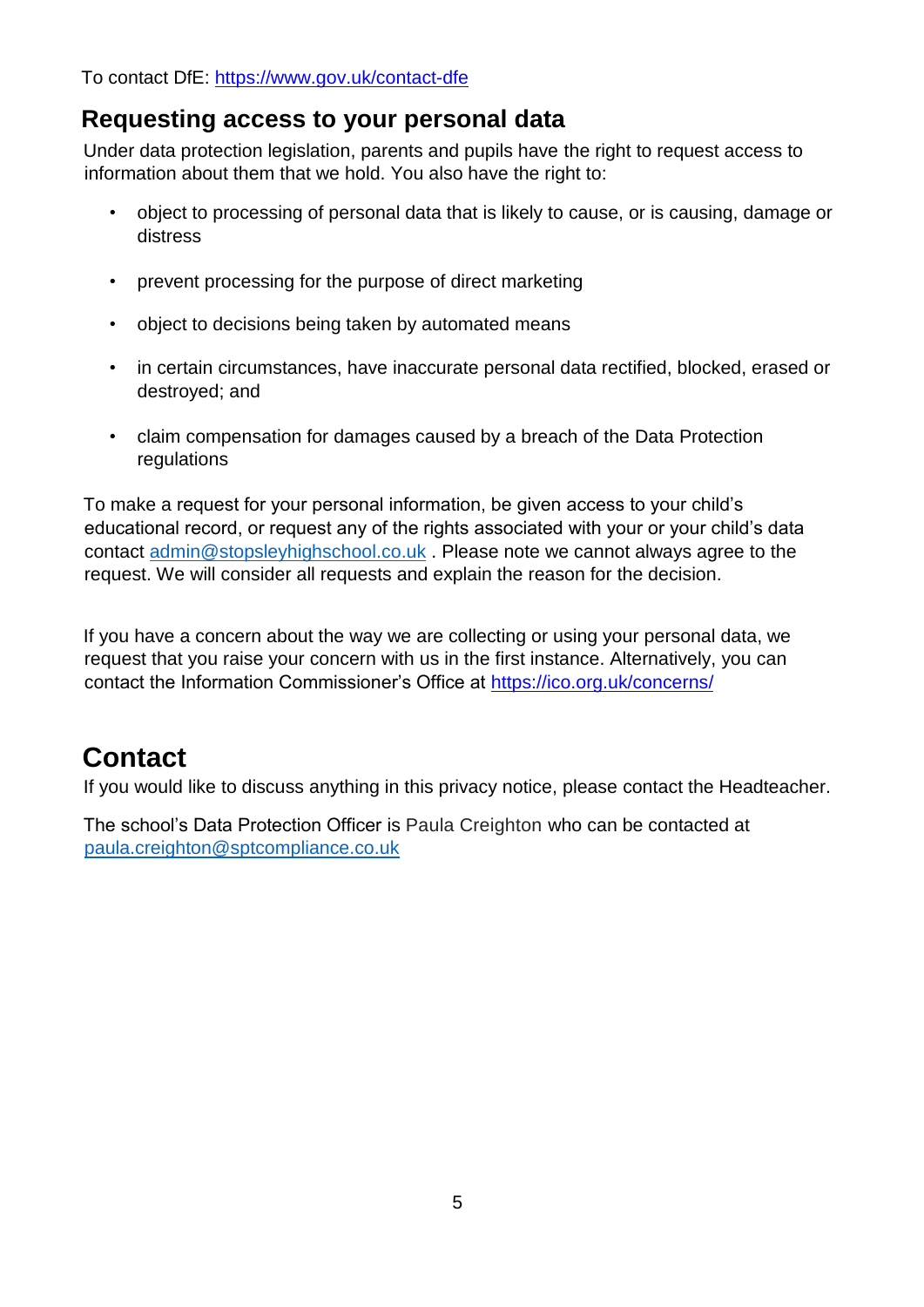To contact DfE: https://www.gov.uk/contact-dfe

## Requesting access to your personal data

Under data protection legislation, parents and pupils have the right to request access to information about them that we hold. You also have the right to:

- object to processing of personal data that is likely to cause, or is causing, damage or distress
- prevent processing for the purpose of direct marketing
- object to decisions being taken by automated means
- in certain circumstances, have inaccurate personal data rectified, blocked, erased or destroyed; and
- claim compensation for damages caused by a breach of the Data Protection regulations

To make a request for your personal information, be given access to your child's educational record, or request any of the rights associated with your or your child's data contact admin@stopsleyhighschool.co.uk . Please note we cannot always agree to the request. We will consider all requests and explain the reason for the decision.

If you have a concern about the way we are collecting or using your personal data, we request that you raise your concern with us in the first instance. Alternatively, you can contact the Information Commissioner's Office at https://ico.org.uk/concerns/

# Contact

If you would like to discuss anything in this privacy notice, please contact the Headteacher.

The school's Data Protection Officer is Paula Creighton who can be contacted at paula.creighton@sptcompliance.co.uk